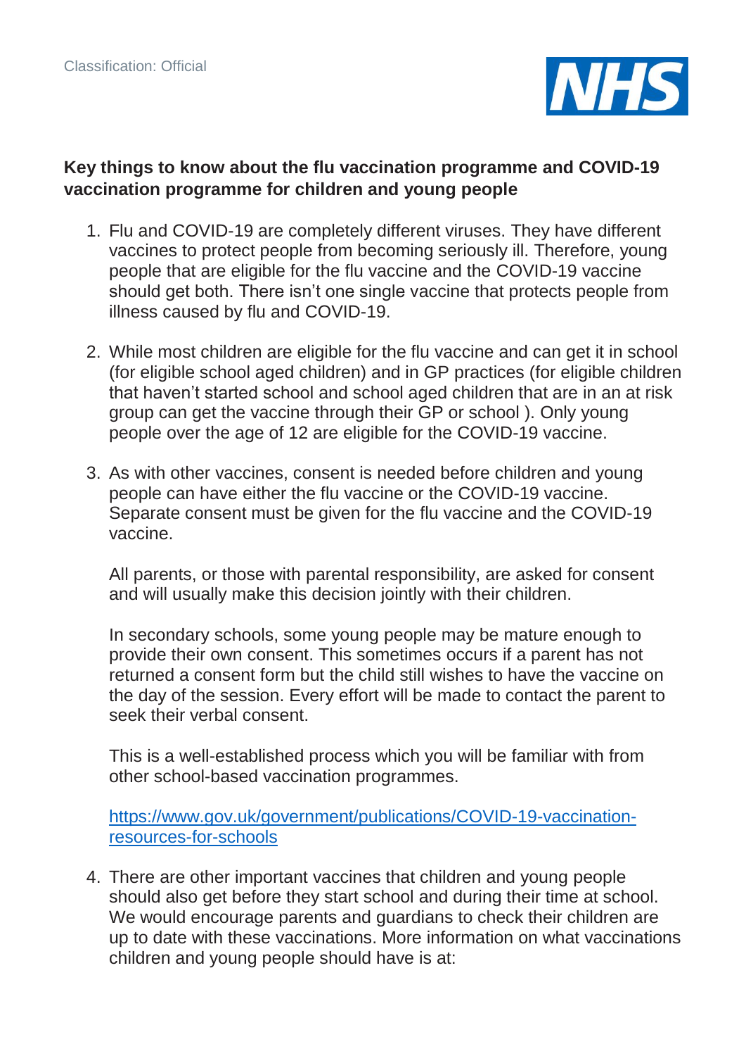Classification: Official

**Key things to know about the flu vaccination programme and COVID-19 vaccination programme for children and young people**

1. Flu and COVID-19 are completely different viruses. They have different vaccines to protect people from becoming seriously ill. Therefore, young people that are eligible for the flu vaccine and the COVID-19 vaccine should get both. There isn't one single vaccine that protects people from illness caused by flu and COVID-19.

2. While most children are eligible for the flu vaccine and can get it in school (for eligible school aged children) and in GP practices (for eligible children that haven't started school and school aged children that are in an at risk group can get the vaccine through their GP or school ). Only young people over the age of 12 are eligible for the COVID-19 vaccine.

3. As with other vaccines, consent is needed before children and young people can have either the flu vaccine or the COVID-19 vaccine. Separate consent must be given for the flu vaccine and the COVID-19 vaccine.

   All parents, or those with parental responsibility, are asked for consent and will usually make this decision jointly with their children.

   In secondary schools, some young people may be mature enough to provide their own consent. This sometimes occurs if a parent has not returned a consent form but the child still wishes to have the vaccine on the day of the session. Every effort will be made to contact the parent to seek their verbal consent.

   This is a well-established process which you will be familiar with from other school-based vaccination programmes.

   [https://www.gov.uk/government/publications/COVID-19-vaccination-resources-for-schools](https://www.gov.uk/government/publications/COVID-19-vaccination-resources-for-schools)

4. There are other important vaccines that children and young people should also get before they start school and during their time at school. We would encourage parents and guardians to check their children are up to date with these vaccinations. More information on what vaccinations children and young people should have is at: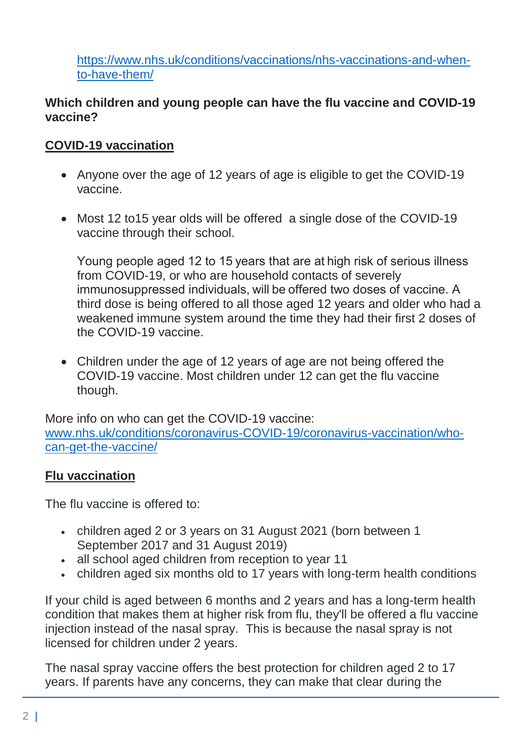[https://www.nhs.uk/conditions/vaccinations/nhs-vaccinations-and-when-to-have-them/](https://www.nhs.uk/conditions/vaccinations/nhs-vaccinations-and-when-to-have-them/)

**Which children and young people can have the flu vaccine and COVID-19 vaccine?**

**COVID-19 vaccination**

- Anyone over the age of 12 years of age is eligible to get the COVID-19 vaccine.

- Most 12 to15 year olds will be offered a single dose of the COVID-19 vaccine through their school.

  Young people aged 12 to 15 years that are at high risk of serious illness from COVID-19, or who are household contacts of severely immunosuppressed individuals, will be offered two doses of vaccine. A third dose is being offered to all those aged 12 years and older who had a weakened immune system around the time they had their first 2 doses of the COVID-19 vaccine.

- Children under the age of 12 years of age are not being offered the COVID-19 vaccine. Most children under 12 can get the flu vaccine though.

More info on who can get the COVID-19 vaccine: [www.nhs.uk/conditions/coronavirus-COVID-19/coronavirus-vaccination/who-can-get-the-vaccine/](www.nhs.uk/conditions/coronavirus-COVID-19/coronavirus-vaccination/who-can-get-the-vaccine/)

**Flu vaccination**

The flu vaccine is offered to:

- children aged 2 or 3 years on 31 August 2021 (born between 1 September 2017 and 31 August 2019)
- all school aged children from reception to year 11
- children aged six months old to 17 years with long-term health conditions

If your child is aged between 6 months and 2 years and has a long-term health condition that makes them at higher risk from flu, they'll be offered a flu vaccine injection instead of the nasal spray. This is because the nasal spray is not licensed for children under 2 years.

The nasal spray vaccine offers the best protection for children aged 2 to 17 years. If parents have any concerns, they can make that clear during the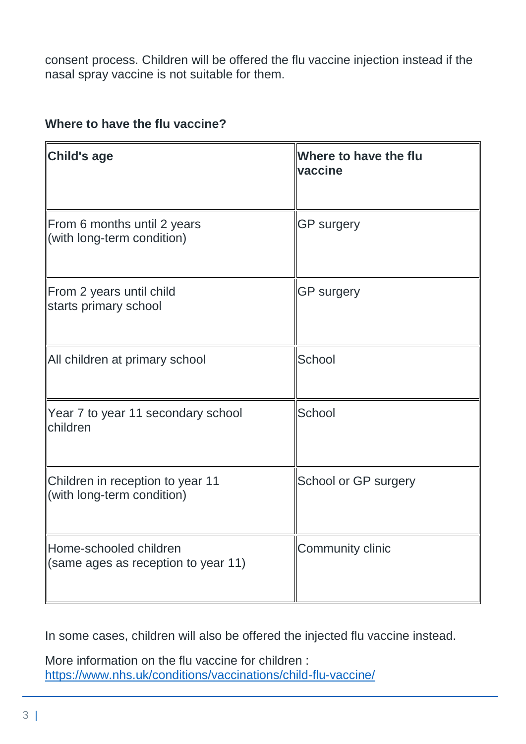consent process. Children will be offered the flu vaccine injection instead if the nasal spray vaccine is not suitable for them.

**Where to have the flu vaccine?**

| Child's age | Where to have the flu vaccine |
|---|---|
| From 6 months until 2 years (with long-term condition) | GP surgery |
| From 2 years until child starts primary school | GP surgery |
| All children at primary school | School |
| Year 7 to year 11 secondary school children | School |
| Children in reception to year 11 (with long-term condition) | School or GP surgery |
| Home-schooled children (same ages as reception to year 11) | Community clinic |

In some cases, children will also be offered the injected flu vaccine instead.

More information on the flu vaccine for children : https://www.nhs.uk/conditions/vaccinations/child-flu-vaccine/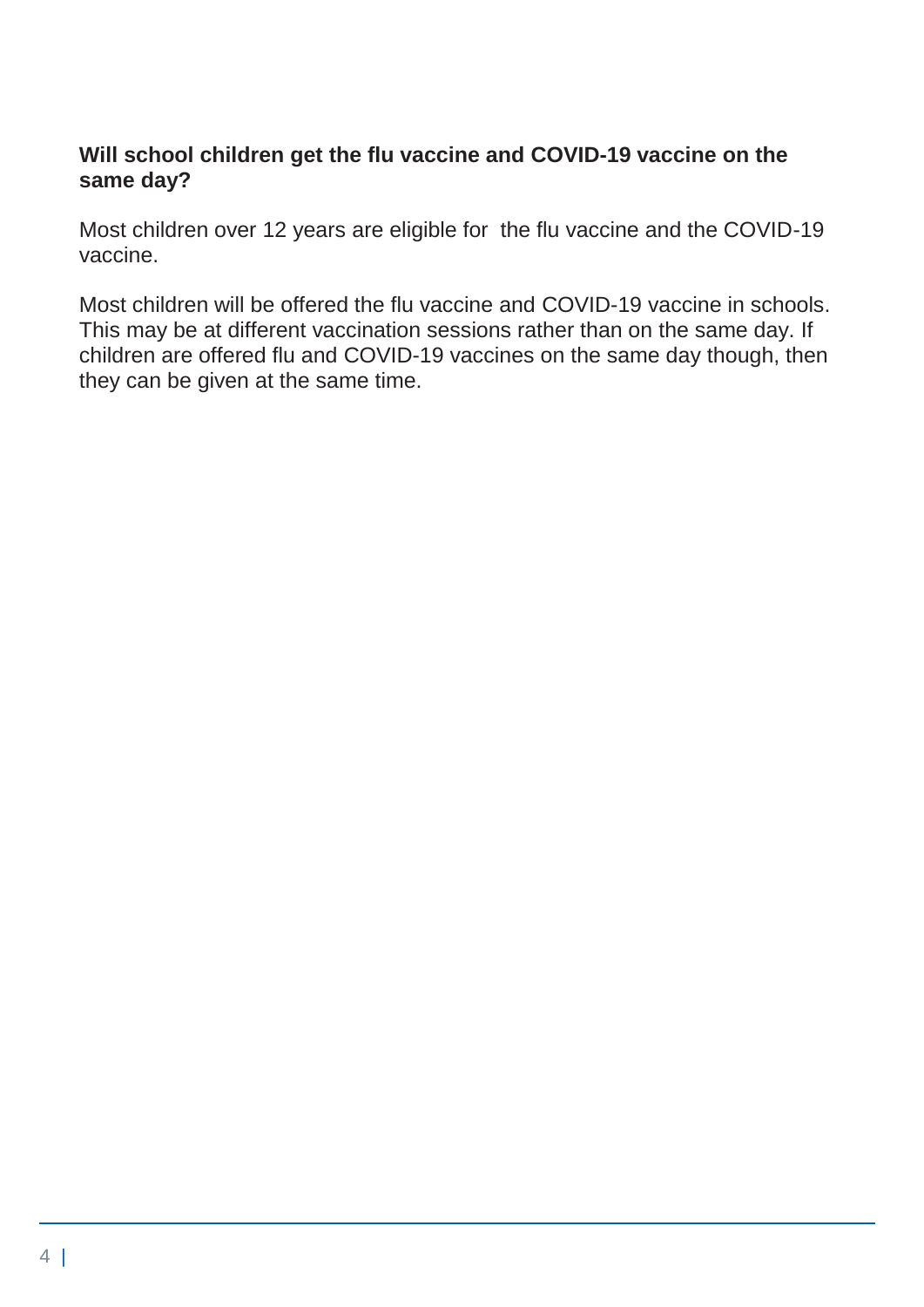**Will school children get the flu vaccine and COVID-19 vaccine on the same day?**

Most children over 12 years are eligible for the flu vaccine and the COVID-19 vaccine.

Most children will be offered the flu vaccine and COVID-19 vaccine in schools. This may be at different vaccination sessions rather than on the same day. If children are offered flu and COVID-19 vaccines on the same day though, then they can be given at the same time.